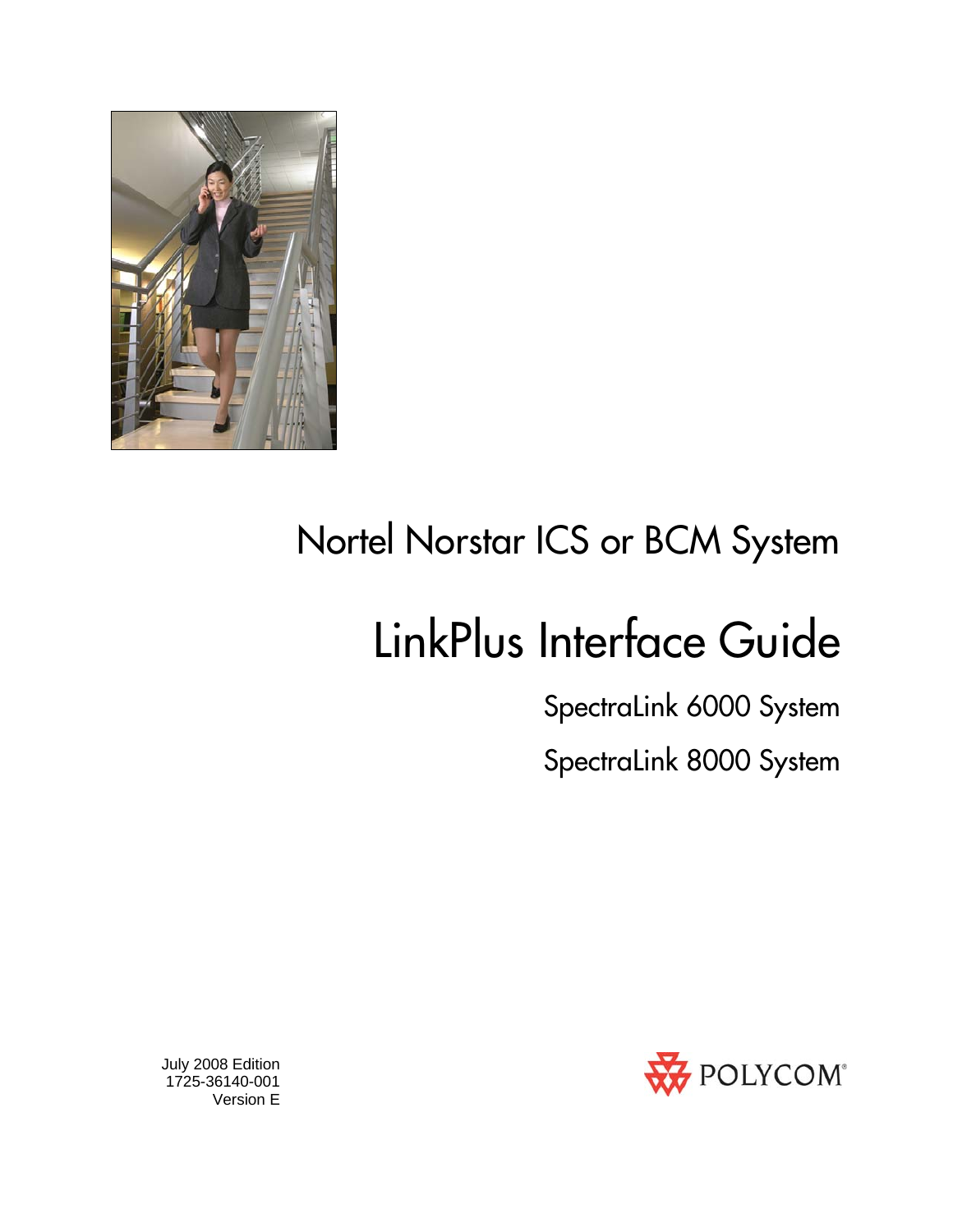# Nortel Norstar ICS or BCM System

# LinkPlus Interface Guide

## SpectraLink 6000 System

## SpectraLink 8000 System

July 2008 Edition
1725-36140-001
Version E

POLYCOM®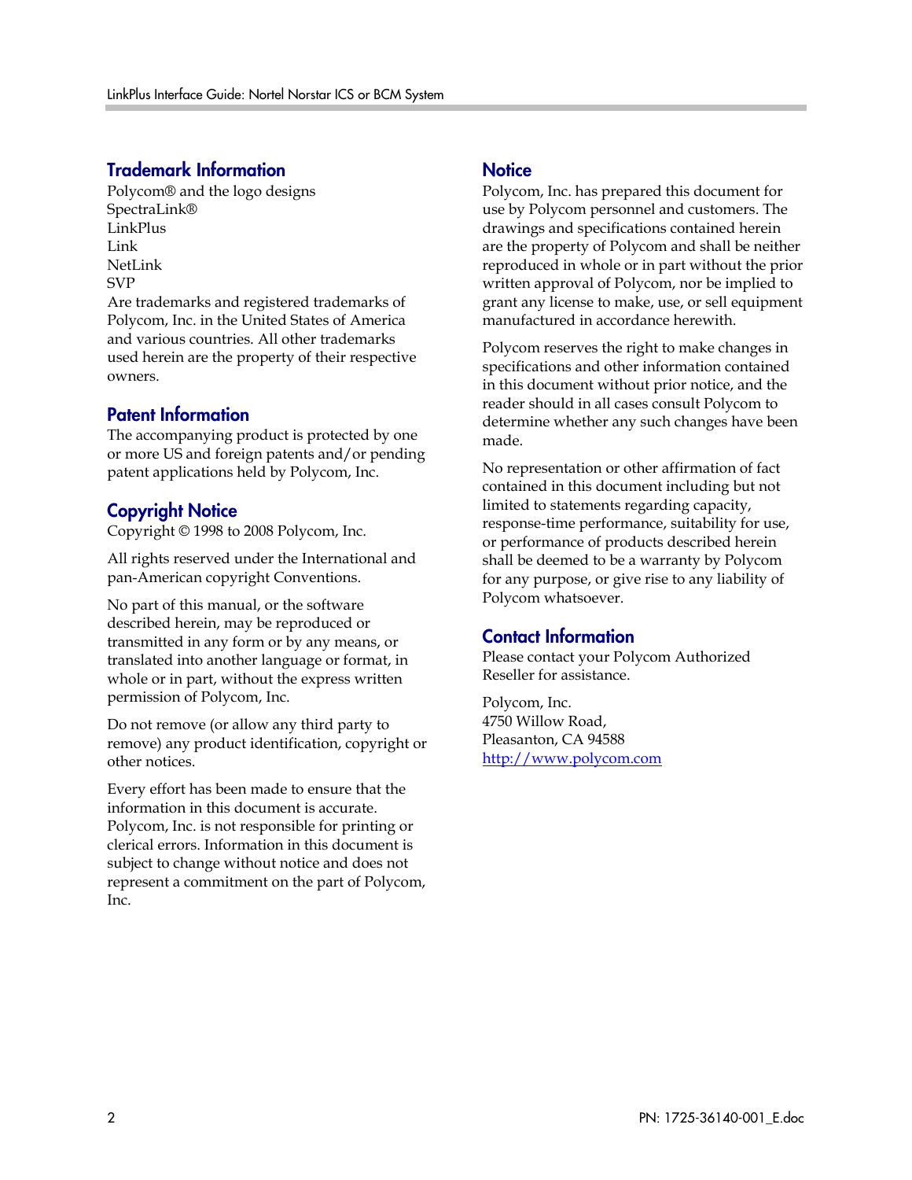## Trademark Information

Polycom® and the logo designs
SpectraLink®
LinkPlus
Link
NetLink
SVP
Are trademarks and registered trademarks of Polycom, Inc. in the United States of America and various countries. All other trademarks used herein are the property of their respective owners.

## Patent Information

The accompanying product is protected by one or more US and foreign patents and/or pending patent applications held by Polycom, Inc.

## Copyright Notice

Copyright © 1998 to 2008 Polycom, Inc.

All rights reserved under the International and pan-American copyright Conventions.

No part of this manual, or the software described herein, may be reproduced or transmitted in any form or by any means, or translated into another language or format, in whole or in part, without the express written permission of Polycom, Inc.

Do not remove (or allow any third party to remove) any product identification, copyright or other notices.

Every effort has been made to ensure that the information in this document is accurate. Polycom, Inc. is not responsible for printing or clerical errors. Information in this document is subject to change without notice and does not represent a commitment on the part of Polycom, Inc.

## Notice

Polycom, Inc. has prepared this document for use by Polycom personnel and customers. The drawings and specifications contained herein are the property of Polycom and shall be neither reproduced in whole or in part without the prior written approval of Polycom, nor be implied to grant any license to make, use, or sell equipment manufactured in accordance herewith.

Polycom reserves the right to make changes in specifications and other information contained in this document without prior notice, and the reader should in all cases consult Polycom to determine whether any such changes have been made.

No representation or other affirmation of fact contained in this document including but not limited to statements regarding capacity, response-time performance, suitability for use, or performance of products described herein shall be deemed to be a warranty by Polycom for any purpose, or give rise to any liability of Polycom whatsoever.

## Contact Information

Please contact your Polycom Authorized Reseller for assistance.

Polycom, Inc.
4750 Willow Road,
Pleasanton, CA 94588
http://www.polycom.com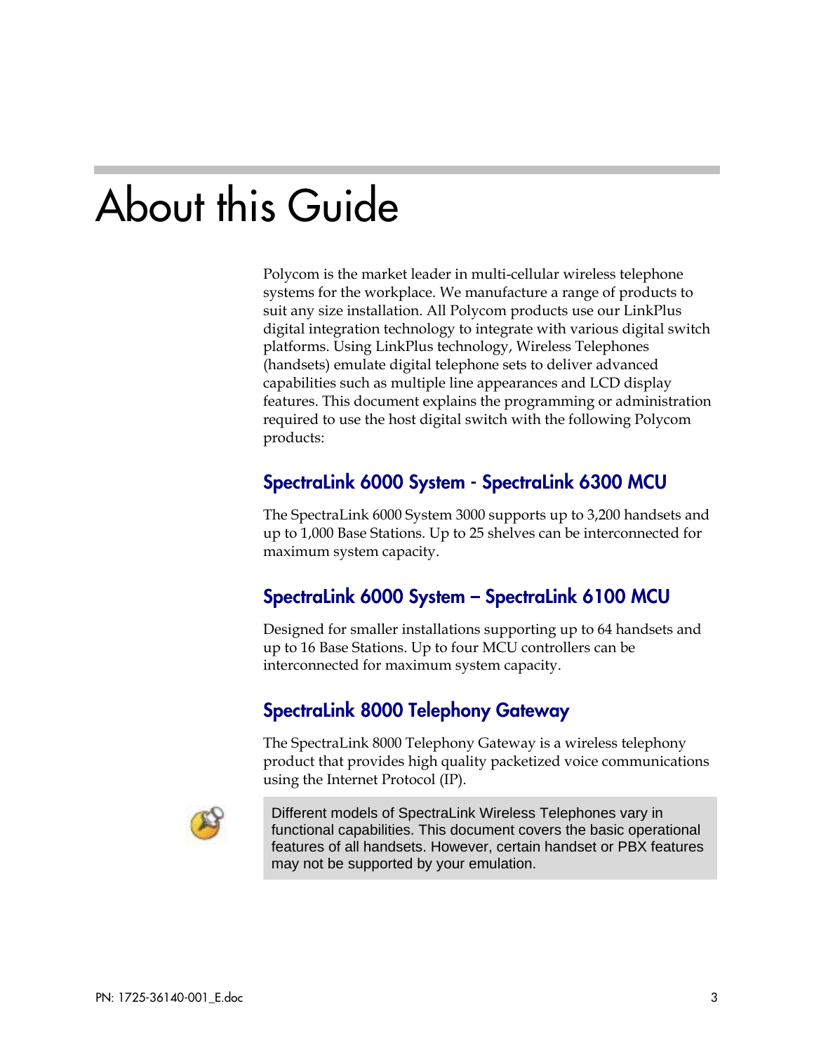# About this Guide

Polycom is the market leader in multi-cellular wireless telephone systems for the workplace. We manufacture a range of products to suit any size installation. All Polycom products use our LinkPlus digital integration technology to integrate with various digital switch platforms. Using LinkPlus technology, Wireless Telephones (handsets) emulate digital telephone sets to deliver advanced capabilities such as multiple line appearances and LCD display features. This document explains the programming or administration required to use the host digital switch with the following Polycom products:

## SpectraLink 6000 System - SpectraLink 6300 MCU

The SpectraLink 6000 System 3000 supports up to 3,200 handsets and up to 1,000 Base Stations. Up to 25 shelves can be interconnected for maximum system capacity.

## SpectraLink 6000 System – SpectraLink 6100 MCU

Designed for smaller installations supporting up to 64 handsets and up to 16 Base Stations. Up to four MCU controllers can be interconnected for maximum system capacity.

## SpectraLink 8000 Telephony Gateway

The SpectraLink 8000 Telephony Gateway is a wireless telephony product that provides high quality packetized voice communications using the Internet Protocol (IP).

> Different models of SpectraLink Wireless Telephones vary in functional capabilities. This document covers the basic operational features of all handsets. However, certain handset or PBX features may not be supported by your emulation.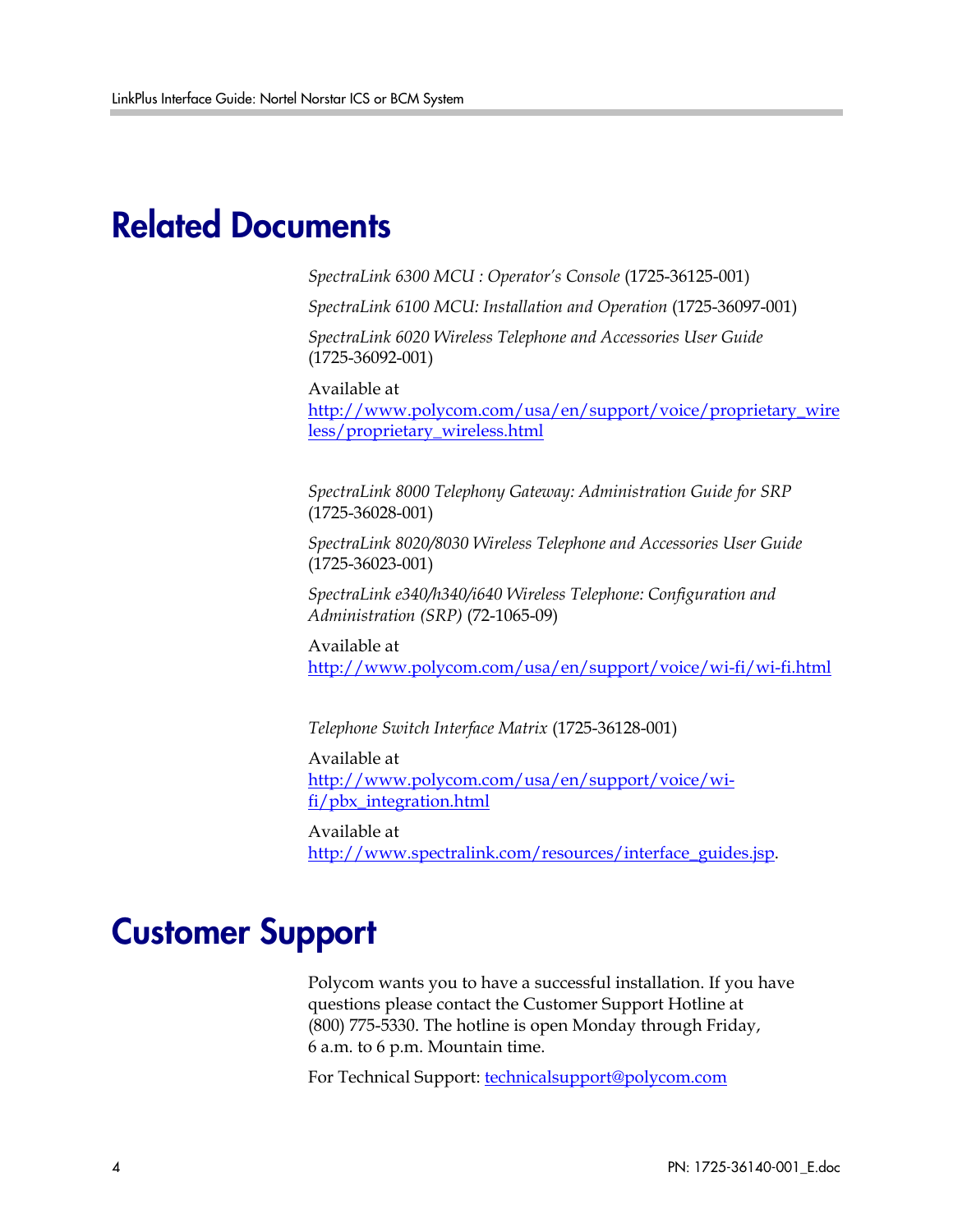# Related Documents

*SpectraLink 6300 MCU : Operator's Console* (1725-36125-001)

*SpectraLink 6100 MCU: Installation and Operation* (1725-36097-001)

*SpectraLink 6020 Wireless Telephone and Accessories User Guide* (1725-36092-001)

Available at http://www.polycom.com/usa/en/support/voice/proprietary_wireless/proprietary_wireless.html

*SpectraLink 8000 Telephony Gateway: Administration Guide for SRP* (1725-36028-001)

*SpectraLink 8020/8030 Wireless Telephone and Accessories User Guide* (1725-36023-001)

*SpectraLink e340/h340/i640 Wireless Telephone: Configuration and Administration (SRP)* (72-1065-09)

Available at http://www.polycom.com/usa/en/support/voice/wi-fi/wi-fi.html

*Telephone Switch Interface Matrix* (1725-36128-001)

Available at http://www.polycom.com/usa/en/support/voice/wi-fi/pbx_integration.html

Available at http://www.spectralink.com/resources/interface_guides.jsp.

# Customer Support

Polycom wants you to have a successful installation. If you have questions please contact the Customer Support Hotline at (800) 775-5330. The hotline is open Monday through Friday, 6 a.m. to 6 p.m. Mountain time.

For Technical Support: technicalsupport@polycom.com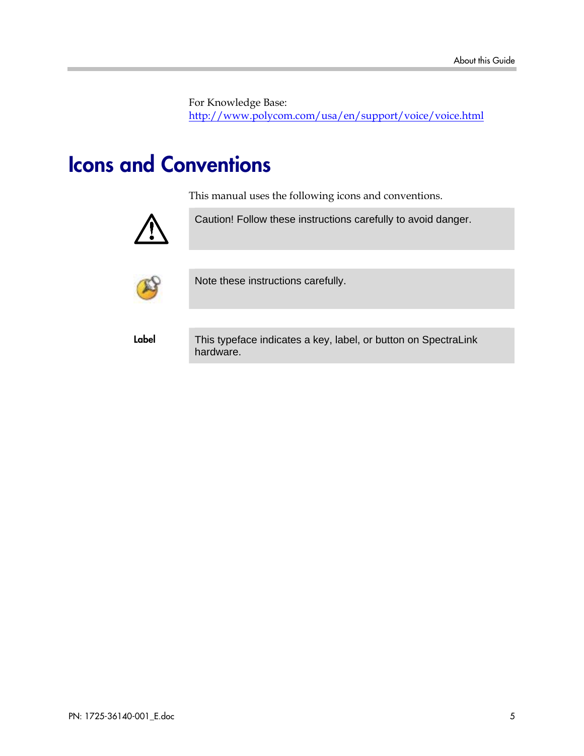For Knowledge Base:
http://www.polycom.com/usa/en/support/voice/voice.html

# Icons and Conventions

This manual uses the following icons and conventions.

| | |
|---|---|
| | Caution! Follow these instructions carefully to avoid danger. |
| | Note these instructions carefully. |
| **Label** | This typeface indicates a key, label, or button on SpectraLink hardware. |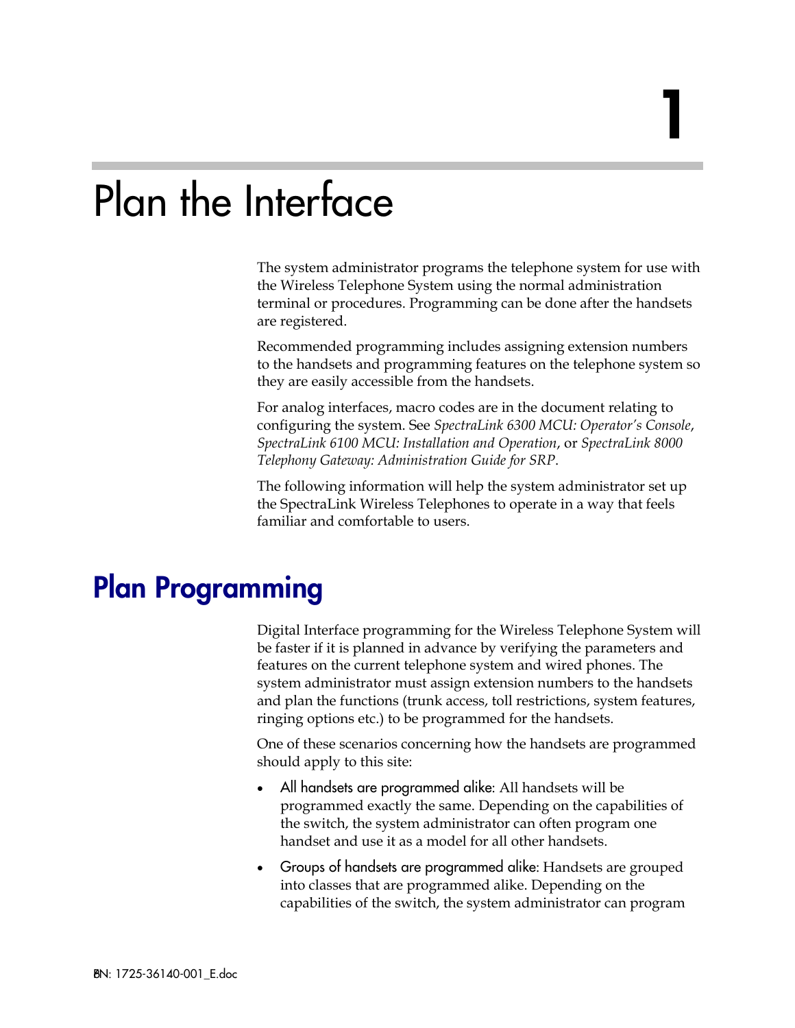# 1

# Plan the Interface

The system administrator programs the telephone system for use with the Wireless Telephone System using the normal administration terminal or procedures. Programming can be done after the handsets are registered.

Recommended programming includes assigning extension numbers to the handsets and programming features on the telephone system so they are easily accessible from the handsets.

For analog interfaces, macro codes are in the document relating to configuring the system. See *SpectraLink 6300 MCU: Operator's Console*, *SpectraLink 6100 MCU: Installation and Operation*, or *SpectraLink 8000 Telephony Gateway: Administration Guide for SRP*.

The following information will help the system administrator set up the SpectraLink Wireless Telephones to operate in a way that feels familiar and comfortable to users.

## Plan Programming

Digital Interface programming for the Wireless Telephone System will be faster if it is planned in advance by verifying the parameters and features on the current telephone system and wired phones. The system administrator must assign extension numbers to the handsets and plan the functions (trunk access, toll restrictions, system features, ringing options etc.) to be programmed for the handsets.

One of these scenarios concerning how the handsets are programmed should apply to this site:

- All handsets are programmed alike: All handsets will be programmed exactly the same. Depending on the capabilities of the switch, the system administrator can often program one handset and use it as a model for all other handsets.
- Groups of handsets are programmed alike: Handsets are grouped into classes that are programmed alike. Depending on the capabilities of the switch, the system administrator can program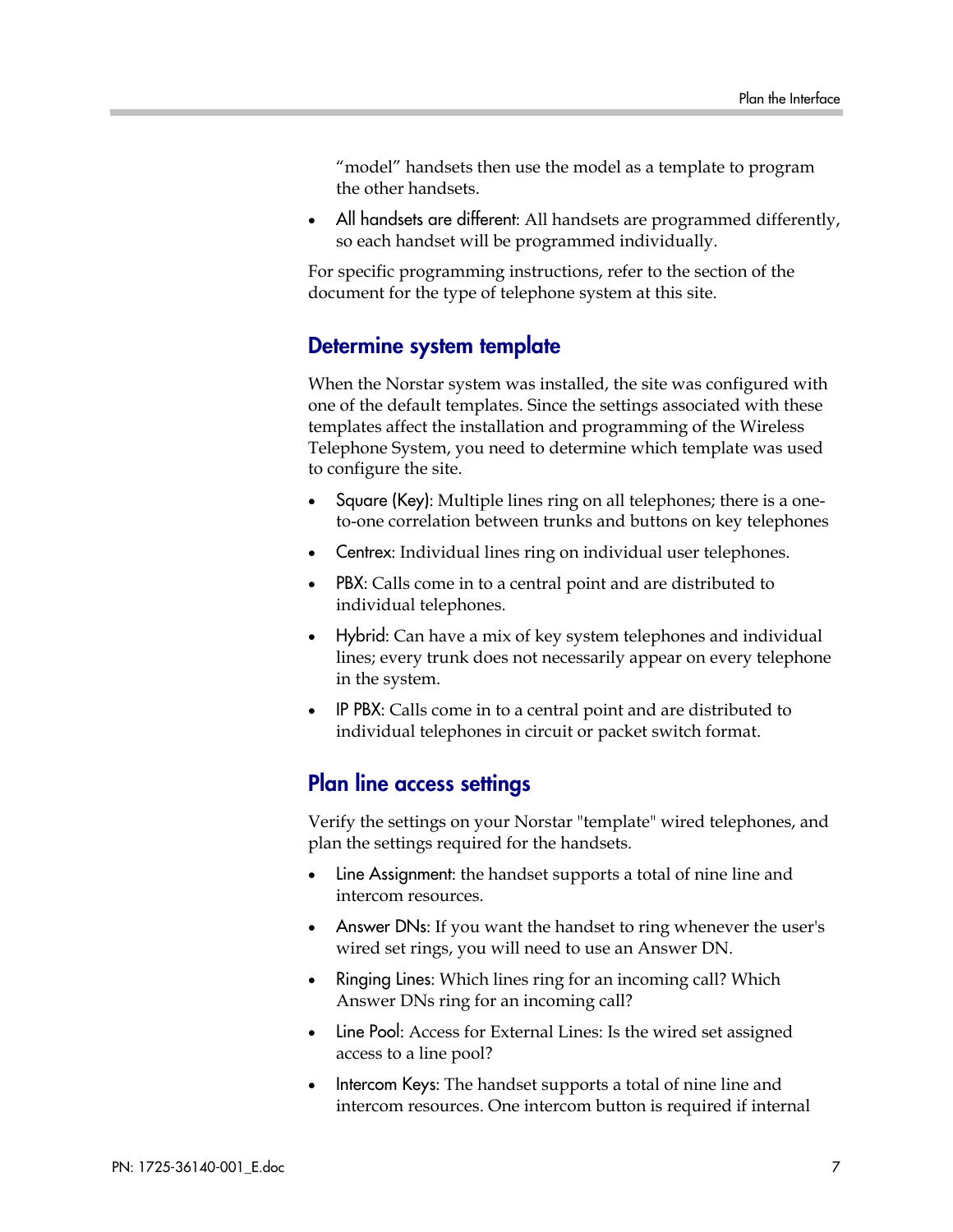"model" handsets then use the model as a template to program the other handsets.

- All handsets are different: All handsets are programmed differently, so each handset will be programmed individually.

For specific programming instructions, refer to the section of the document for the type of telephone system at this site.

## Determine system template

When the Norstar system was installed, the site was configured with one of the default templates. Since the settings associated with these templates affect the installation and programming of the Wireless Telephone System, you need to determine which template was used to configure the site.

- Square (Key): Multiple lines ring on all telephones; there is a one-to-one correlation between trunks and buttons on key telephones
- Centrex: Individual lines ring on individual user telephones.
- PBX: Calls come in to a central point and are distributed to individual telephones.
- Hybrid: Can have a mix of key system telephones and individual lines; every trunk does not necessarily appear on every telephone in the system.
- IP PBX: Calls come in to a central point and are distributed to individual telephones in circuit or packet switch format.

## Plan line access settings

Verify the settings on your Norstar "template" wired telephones, and plan the settings required for the handsets.

- Line Assignment: the handset supports a total of nine line and intercom resources.
- Answer DNs: If you want the handset to ring whenever the user's wired set rings, you will need to use an Answer DN.
- Ringing Lines: Which lines ring for an incoming call? Which Answer DNs ring for an incoming call?
- Line Pool: Access for External Lines: Is the wired set assigned access to a line pool?
- Intercom Keys: The handset supports a total of nine line and intercom resources. One intercom button is required if internal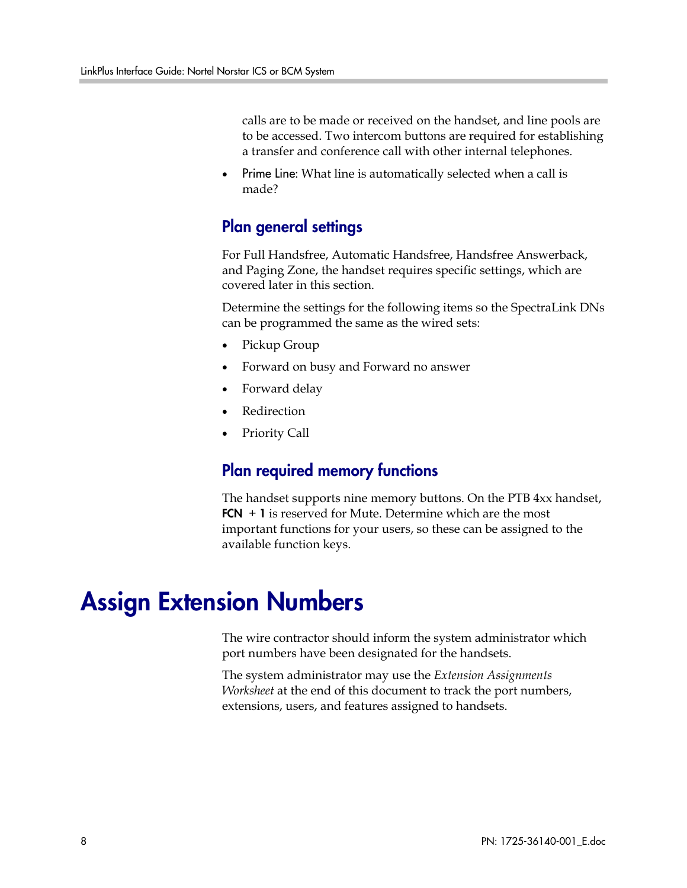calls are to be made or received on the handset, and line pools are to be accessed. Two intercom buttons are required for establishing a transfer and conference call with other internal telephones.

- Prime Line: What line is automatically selected when a call is made?

### Plan general settings

For Full Handsfree, Automatic Handsfree, Handsfree Answerback, and Paging Zone, the handset requires specific settings, which are covered later in this section.

Determine the settings for the following items so the SpectraLink DNs can be programmed the same as the wired sets:

- Pickup Group
- Forward on busy and Forward no answer
- Forward delay
- Redirection
- Priority Call

### Plan required memory functions

The handset supports nine memory buttons. On the PTB 4xx handset, **FCN + 1** is reserved for Mute. Determine which are the most important functions for your users, so these can be assigned to the available function keys.

# Assign Extension Numbers

The wire contractor should inform the system administrator which port numbers have been designated for the handsets.

The system administrator may use the *Extension Assignments Worksheet* at the end of this document to track the port numbers, extensions, users, and features assigned to handsets.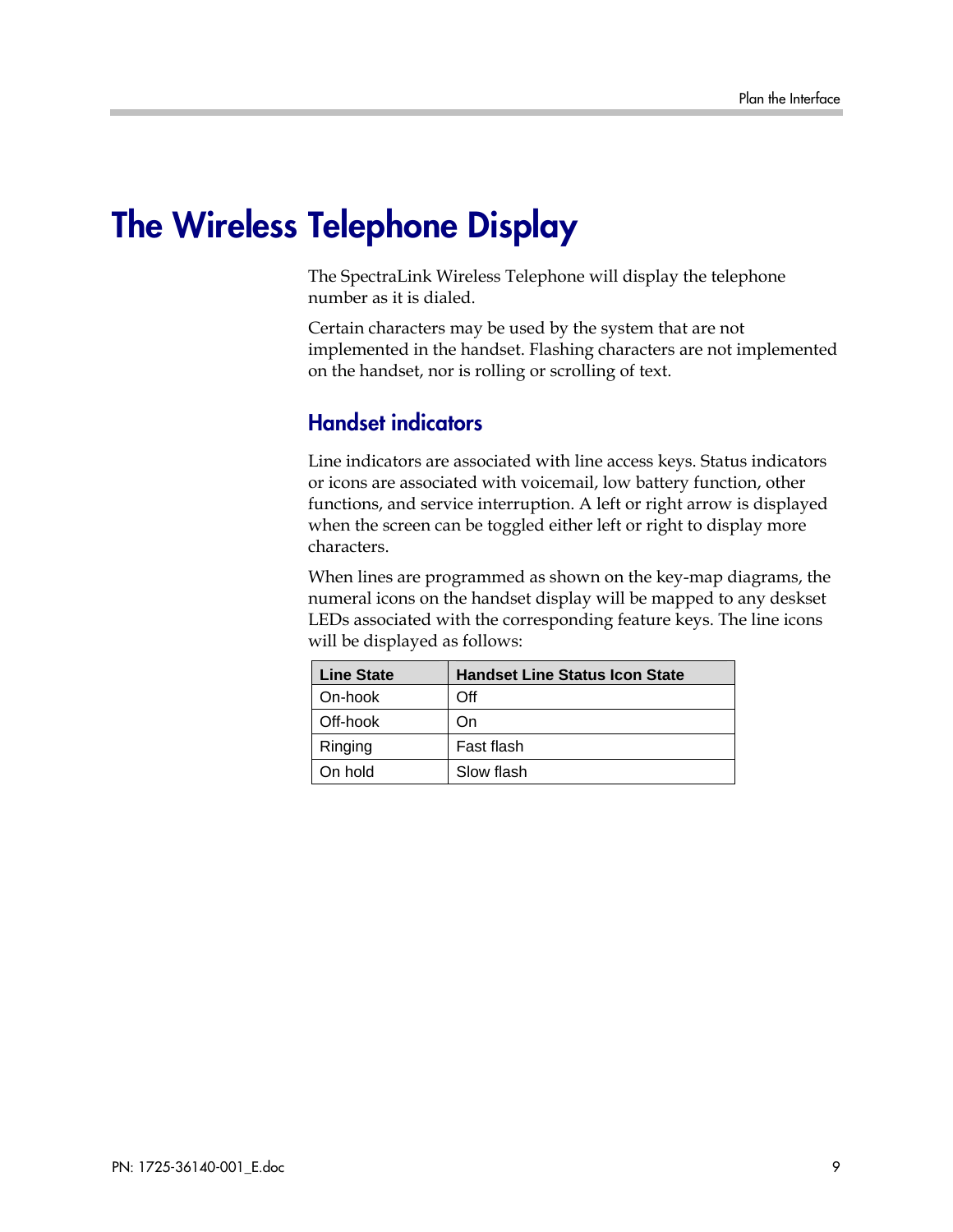# The Wireless Telephone Display

The SpectraLink Wireless Telephone will display the telephone number as it is dialed.

Certain characters may be used by the system that are not implemented in the handset. Flashing characters are not implemented on the handset, nor is rolling or scrolling of text.

## Handset indicators

Line indicators are associated with line access keys. Status indicators or icons are associated with voicemail, low battery function, other functions, and service interruption. A left or right arrow is displayed when the screen can be toggled either left or right to display more characters.

When lines are programmed as shown on the key-map diagrams, the numeral icons on the handset display will be mapped to any deskset LEDs associated with the corresponding feature keys. The line icons will be displayed as follows:

| Line State | Handset Line Status Icon State |
| --- | --- |
| On-hook | Off |
| Off-hook | On |
| Ringing | Fast flash |
| On hold | Slow flash |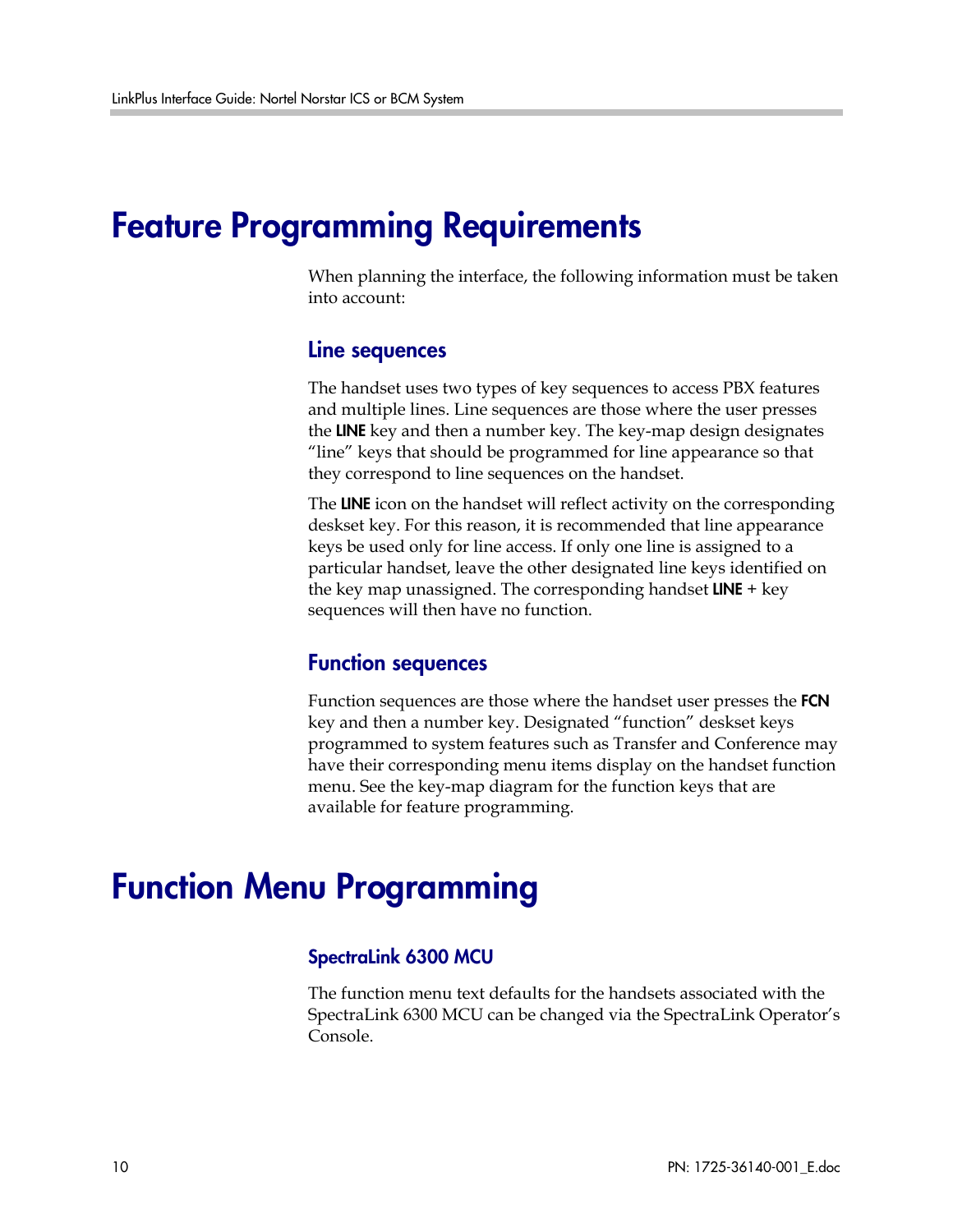# Feature Programming Requirements

When planning the interface, the following information must be taken into account:

## Line sequences

The handset uses two types of key sequences to access PBX features and multiple lines. Line sequences are those where the user presses the **LINE** key and then a number key. The key-map design designates "line" keys that should be programmed for line appearance so that they correspond to line sequences on the handset.

The **LINE** icon on the handset will reflect activity on the corresponding deskset key. For this reason, it is recommended that line appearance keys be used only for line access. If only one line is assigned to a particular handset, leave the other designated line keys identified on the key map unassigned. The corresponding handset **LINE** + key sequences will then have no function.

## Function sequences

Function sequences are those where the handset user presses the **FCN** key and then a number key. Designated "function" deskset keys programmed to system features such as Transfer and Conference may have their corresponding menu items display on the handset function menu. See the key-map diagram for the function keys that are available for feature programming.

# Function Menu Programming

### SpectraLink 6300 MCU

The function menu text defaults for the handsets associated with the SpectraLink 6300 MCU can be changed via the SpectraLink Operator's Console.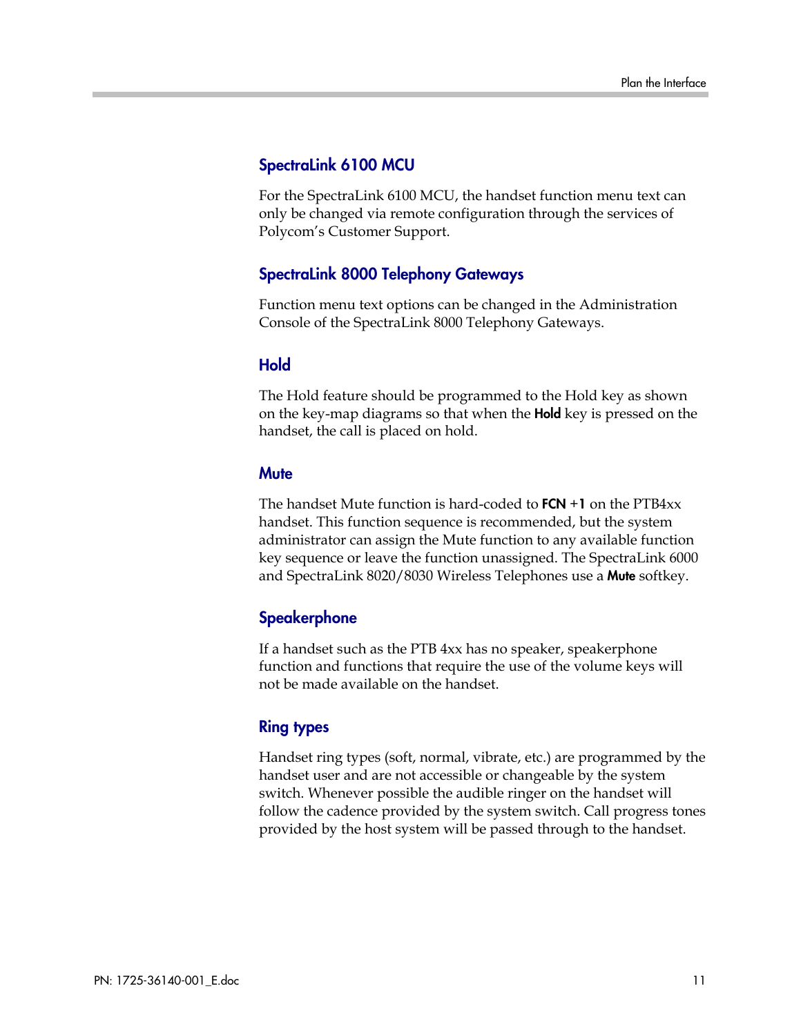### SpectraLink 6100 MCU

For the SpectraLink 6100 MCU, the handset function menu text can only be changed via remote configuration through the services of Polycom's Customer Support.

### SpectraLink 8000 Telephony Gateways

Function menu text options can be changed in the Administration Console of the SpectraLink 8000 Telephony Gateways.

### Hold

The Hold feature should be programmed to the Hold key as shown on the key-map diagrams so that when the **Hold** key is pressed on the handset, the call is placed on hold.

### Mute

The handset Mute function is hard-coded to **FCN +1** on the PTB4xx handset. This function sequence is recommended, but the system administrator can assign the Mute function to any available function key sequence or leave the function unassigned. The SpectraLink 6000 and SpectraLink 8020/8030 Wireless Telephones use a **Mute** softkey.

### Speakerphone

If a handset such as the PTB 4xx has no speaker, speakerphone function and functions that require the use of the volume keys will not be made available on the handset.

### Ring types

Handset ring types (soft, normal, vibrate, etc.) are programmed by the handset user and are not accessible or changeable by the system switch. Whenever possible the audible ringer on the handset will follow the cadence provided by the system switch. Call progress tones provided by the host system will be passed through to the handset.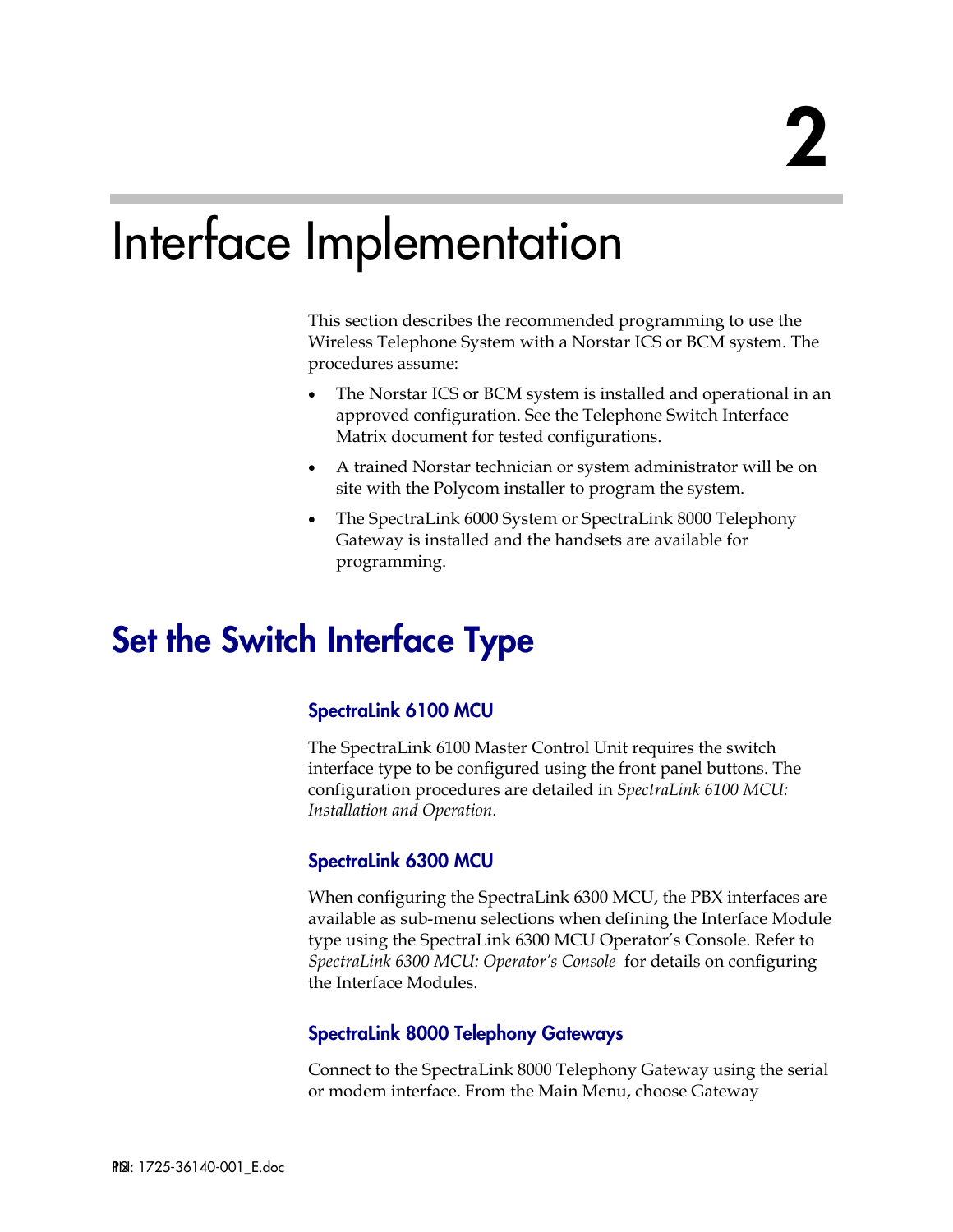# 2

# Interface Implementation

This section describes the recommended programming to use the Wireless Telephone System with a Norstar ICS or BCM system. The procedures assume:

- The Norstar ICS or BCM system is installed and operational in an approved configuration. See the Telephone Switch Interface Matrix document for tested configurations.
- A trained Norstar technician or system administrator will be on site with the Polycom installer to program the system.
- The SpectraLink 6000 System or SpectraLink 8000 Telephony Gateway is installed and the handsets are available for programming.

## Set the Switch Interface Type

### SpectraLink 6100 MCU

The SpectraLink 6100 Master Control Unit requires the switch interface type to be configured using the front panel buttons. The configuration procedures are detailed in *SpectraLink 6100 MCU: Installation and Operation.*

### SpectraLink 6300 MCU

When configuring the SpectraLink 6300 MCU, the PBX interfaces are available as sub-menu selections when defining the Interface Module type using the SpectraLink 6300 MCU Operator's Console. Refer to *SpectraLink 6300 MCU: Operator's Console* for details on configuring the Interface Modules.

### SpectraLink 8000 Telephony Gateways

Connect to the SpectraLink 8000 Telephony Gateway using the serial or modem interface. From the Main Menu, choose Gateway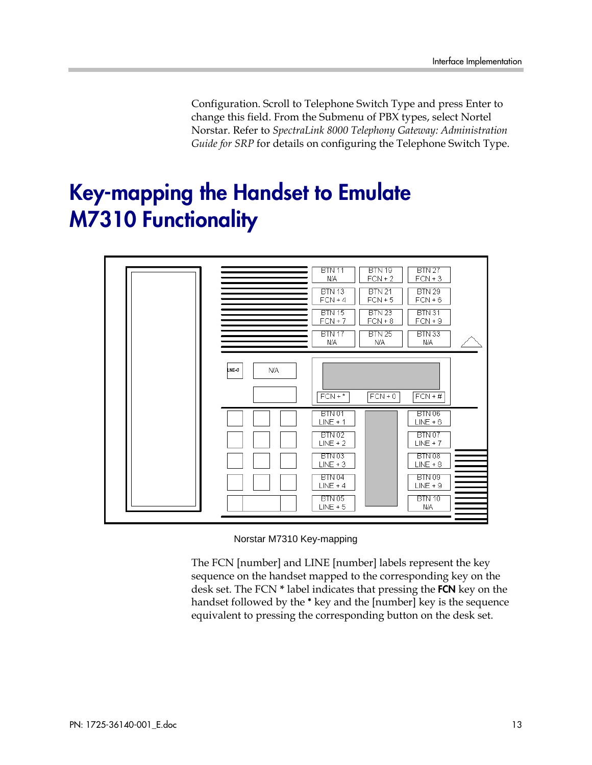Configuration. Scroll to Telephone Switch Type and press Enter to change this field. From the Submenu of PBX types, select Nortel Norstar. Refer to *SpectraLink 8000 Telephony Gateway: Administration Guide for SRP* for details on configuring the Telephone Switch Type.

# Key-mapping the Handset to Emulate M7310 Functionality

Norstar M7310 Key-mapping

The FCN [number] and LINE [number] labels represent the key sequence on the handset mapped to the corresponding key on the desk set. The FCN * label indicates that pressing the **FCN** key on the handset followed by the * key and the [number] key is the sequence equivalent to pressing the corresponding button on the desk set.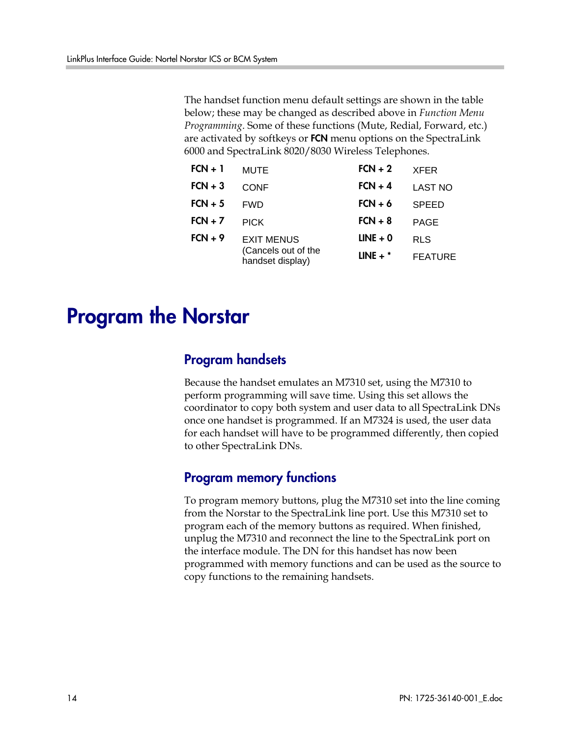The handset function menu default settings are shown in the table below; these may be changed as described above in *Function Menu Programming*. Some of these functions (Mute, Redial, Forward, etc.) are activated by softkeys or **FCN** menu options on the SpectraLink 6000 and SpectraLink 8020/8030 Wireless Telephones.

| | | | |
|---|---|---|---|
| **FCN + 1** | MUTE | **FCN + 2** | XFER |
| **FCN + 3** | CONF | **FCN + 4** | LAST NO |
| **FCN + 5** | FWD | **FCN + 6** | SPEED |
| **FCN + 7** | PICK | **FCN + 8** | PAGE |
| **FCN + 9** | EXIT MENUS (Cancels out of the handset display) | **LINE + 0** | RLS |
| | | **LINE + *** | FEATURE |

# Program the Norstar

## Program handsets

Because the handset emulates an M7310 set, using the M7310 to perform programming will save time. Using this set allows the coordinator to copy both system and user data to all SpectraLink DNs once one handset is programmed. If an M7324 is used, the user data for each handset will have to be programmed differently, then copied to other SpectraLink DNs.

## Program memory functions

To program memory buttons, plug the M7310 set into the line coming from the Norstar to the SpectraLink line port. Use this M7310 set to program each of the memory buttons as required. When finished, unplug the M7310 and reconnect the line to the SpectraLink port on the interface module. The DN for this handset has now been programmed with memory functions and can be used as the source to copy functions to the remaining handsets.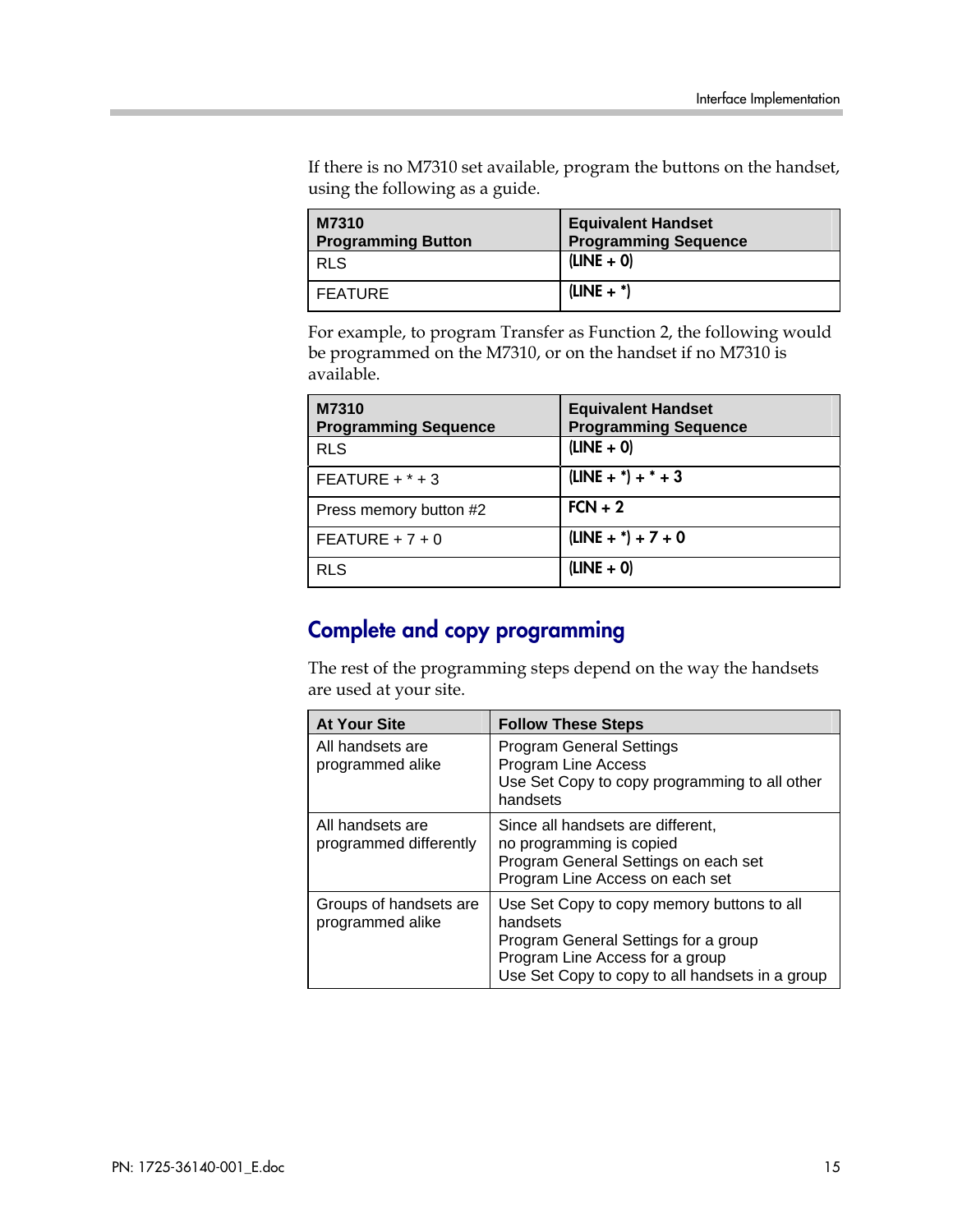If there is no M7310 set available, program the buttons on the handset, using the following as a guide.

| M7310 Programming Button | Equivalent Handset Programming Sequence |
|---|---|
| RLS | (LINE + 0) |
| FEATURE | (LINE + *) |

For example, to program Transfer as Function 2, the following would be programmed on the M7310, or on the handset if no M7310 is available.

| M7310 Programming Sequence | Equivalent Handset Programming Sequence |
|---|---|
| RLS | (LINE + 0) |
| FEATURE + * + 3 | (LINE + *) + * + 3 |
| Press memory button #2 | FCN + 2 |
| FEATURE + 7 + 0 | (LINE + *) + 7 + 0 |
| RLS | (LINE + 0) |

## Complete and copy programming

The rest of the programming steps depend on the way the handsets are used at your site.

| At Your Site | Follow These Steps |
|---|---|
| All handsets are programmed alike | Program General Settings<br>Program Line Access<br>Use Set Copy to copy programming to all other handsets |
| All handsets are programmed differently | Since all handsets are different, no programming is copied<br>Program General Settings on each set<br>Program Line Access on each set |
| Groups of handsets are programmed alike | Use Set Copy to copy memory buttons to all handsets<br>Program General Settings for a group<br>Program Line Access for a group<br>Use Set Copy to copy to all handsets in a group |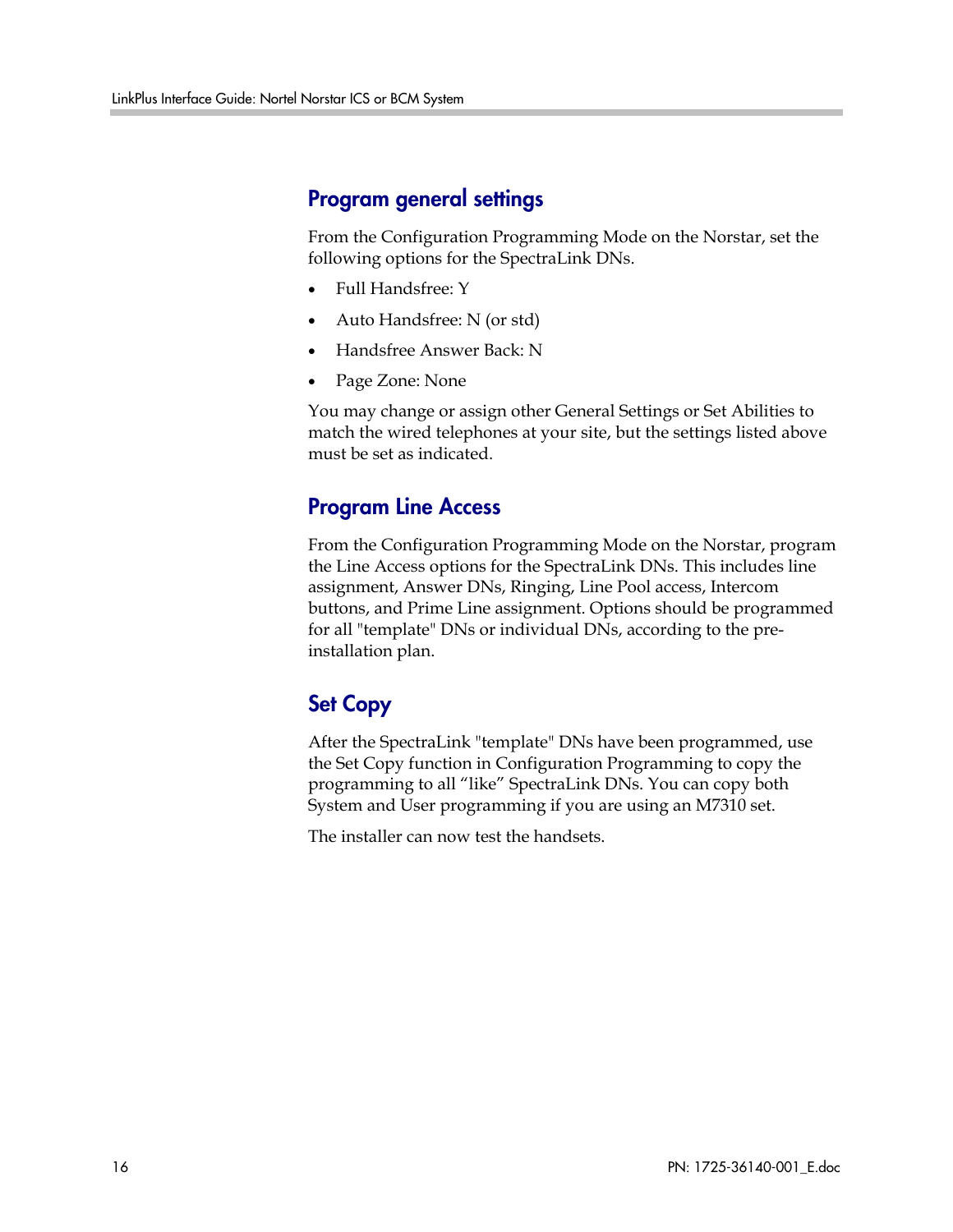## Program general settings

From the Configuration Programming Mode on the Norstar, set the following options for the SpectraLink DNs.

- Full Handsfree: Y
- Auto Handsfree: N (or std)
- Handsfree Answer Back: N
- Page Zone: None

You may change or assign other General Settings or Set Abilities to match the wired telephones at your site, but the settings listed above must be set as indicated.

## Program Line Access

From the Configuration Programming Mode on the Norstar, program the Line Access options for the SpectraLink DNs. This includes line assignment, Answer DNs, Ringing, Line Pool access, Intercom buttons, and Prime Line assignment. Options should be programmed for all "template" DNs or individual DNs, according to the pre-installation plan.

## Set Copy

After the SpectraLink "template" DNs have been programmed, use the Set Copy function in Configuration Programming to copy the programming to all “like” SpectraLink DNs. You can copy both System and User programming if you are using an M7310 set.

The installer can now test the handsets.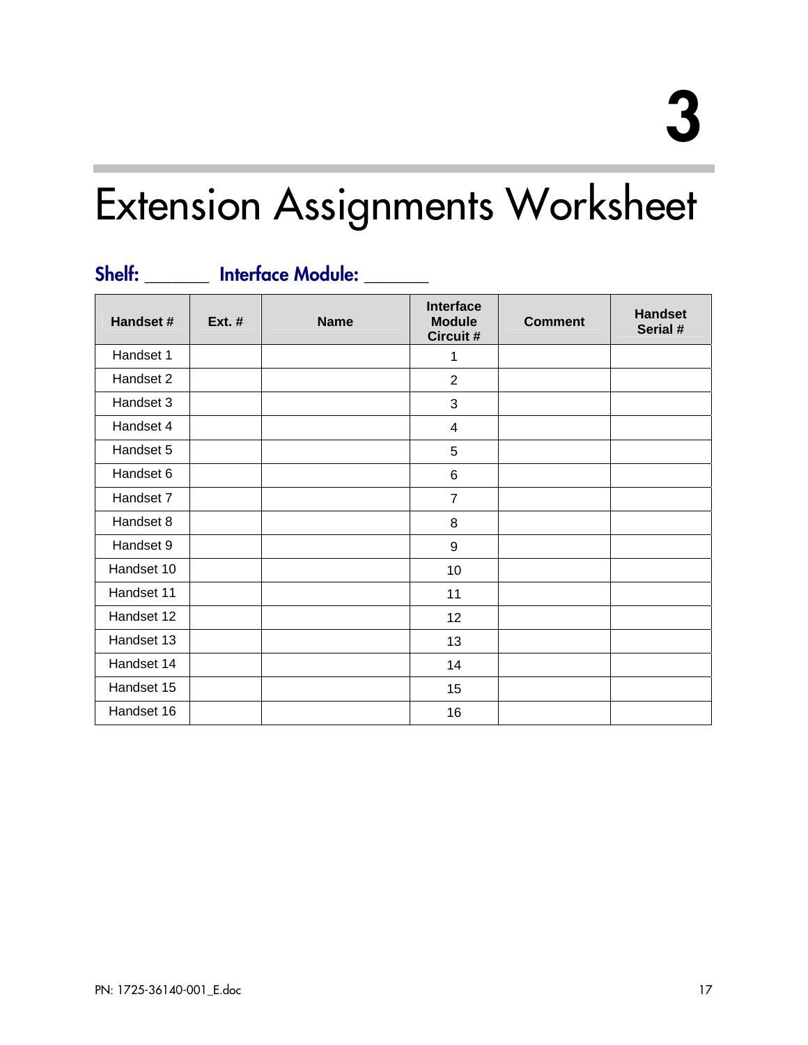# 3

# Extension Assignments Worksheet

## Shelf: ______ Interface Module: ______

| Handset # | Ext. # | Name | Interface Module Circuit # | Comment | Handset Serial # |
|---|---|---|---|---|---|
| Handset 1 | | | 1 | | |
| Handset 2 | | | 2 | | |
| Handset 3 | | | 3 | | |
| Handset 4 | | | 4 | | |
| Handset 5 | | | 5 | | |
| Handset 6 | | | 6 | | |
| Handset 7 | | | 7 | | |
| Handset 8 | | | 8 | | |
| Handset 9 | | | 9 | | |
| Handset 10 | | | 10 | | |
| Handset 11 | | | 11 | | |
| Handset 12 | | | 12 | | |
| Handset 13 | | | 13 | | |
| Handset 14 | | | 14 | | |
| Handset 15 | | | 15 | | |
| Handset 16 | | | 16 | | |